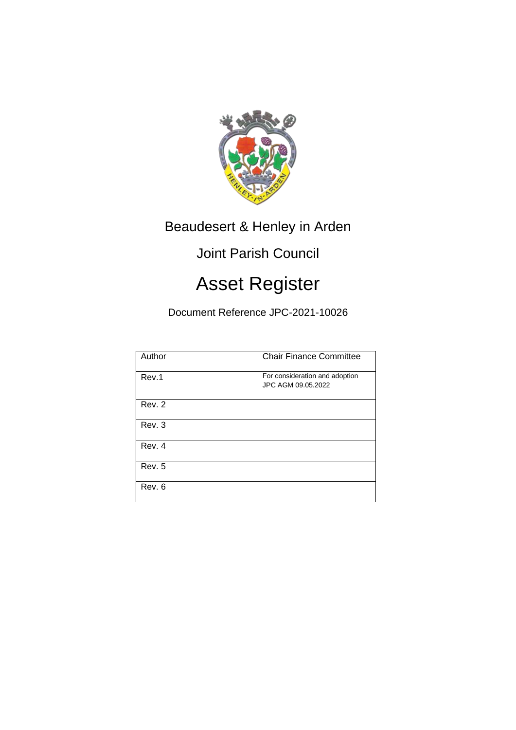Beaudesert & Henley in Arden

Joint Parish Council

# Asset Register

Document Reference JPC-2021-10026

| Author | Chair Finance Committee |
| --- | --- |
| Rev.1 | For consideration and adoption JPC AGM 09.05.2022 |
| Rev. 2 | |
| Rev. 3 | |
| Rev. 4 | |
| Rev. 5 | |
| Rev. 6 | |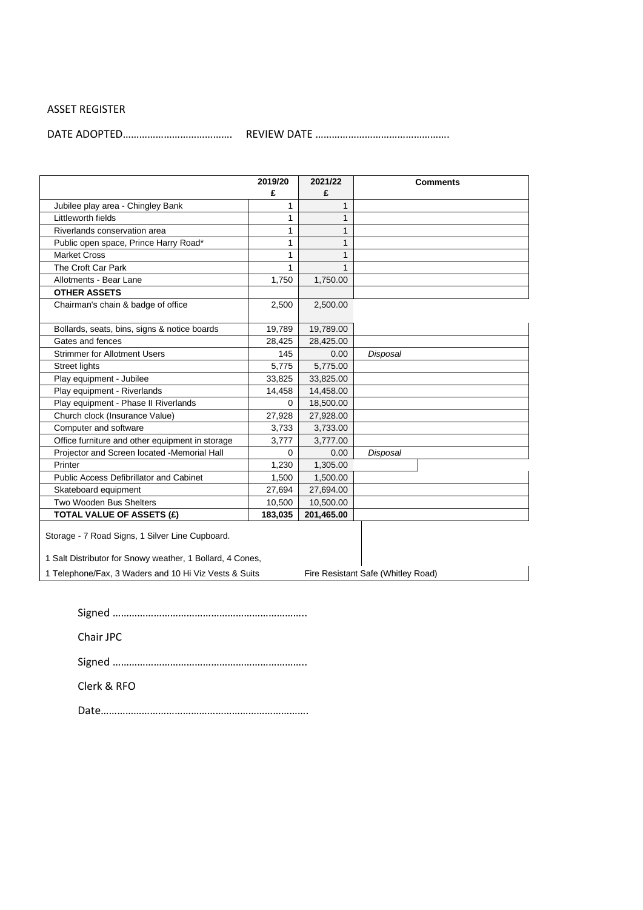ASSET REGISTER

DATE ADOPTED………………………………… REVIEW DATE ………………………………………….

| | 2019/20 £ | 2021/22 £ | Comments |
|---|---|---|---|
| Jubilee play area - Chingley Bank | 1 | 1 | |
| Littleworth fields | 1 | 1 | |
| Riverlands conservation area | 1 | 1 | |
| Public open space, Prince Harry Road* | 1 | 1 | |
| Market Cross | 1 | 1 | |
| The Croft Car Park | 1 | 1 | |
| Allotments - Bear Lane | 1,750 | 1,750.00 | |
| **OTHER ASSETS** | | | |
| Chairman's chain & badge of office | 2,500 | 2,500.00 | |
| Bollards, seats, bins, signs & notice boards | 19,789 | 19,789.00 | |
| Gates and fences | 28,425 | 28,425.00 | |
| Strimmer for Allotment Users | 145 | 0.00 | *Disposal* |
| Street lights | 5,775 | 5,775.00 | |
| Play equipment - Jubilee | 33,825 | 33,825.00 | |
| Play equipment - Riverlands | 14,458 | 14,458.00 | |
| Play equipment - Phase II Riverlands | 0 | 18,500.00 | |
| Church clock (Insurance Value) | 27,928 | 27,928.00 | |
| Computer and software | 3,733 | 3,733.00 | |
| Office furniture and other equipment in storage | 3,777 | 3,777.00 | |
| Projector and Screen located -Memorial Hall | 0 | 0.00 | *Disposal* |
| Printer | 1,230 | 1,305.00 | |
| Public Access Defibrillator and Cabinet | 1,500 | 1,500.00 | |
| Skateboard equipment | 27,694 | 27,694.00 | |
| Two Wooden Bus Shelters | 10,500 | 10,500.00 | |
| **TOTAL VALUE OF ASSETS (£)** | **183,035** | **201,465.00** | |

Storage - 7 Road Signs, 1 Silver Line Cupboard.

1 Salt Distributor for Snowy weather, 1 Bollard, 4 Cones,

1 Telephone/Fax, 3 Waders and 10 Hi Viz Vests & Suits Fire Resistant Safe (Whitley Road)

Signed ……………………………………………………………..

Chair JPC

Signed ……………………………………………………………..

Clerk & RFO

Date…………………………………………………………………..